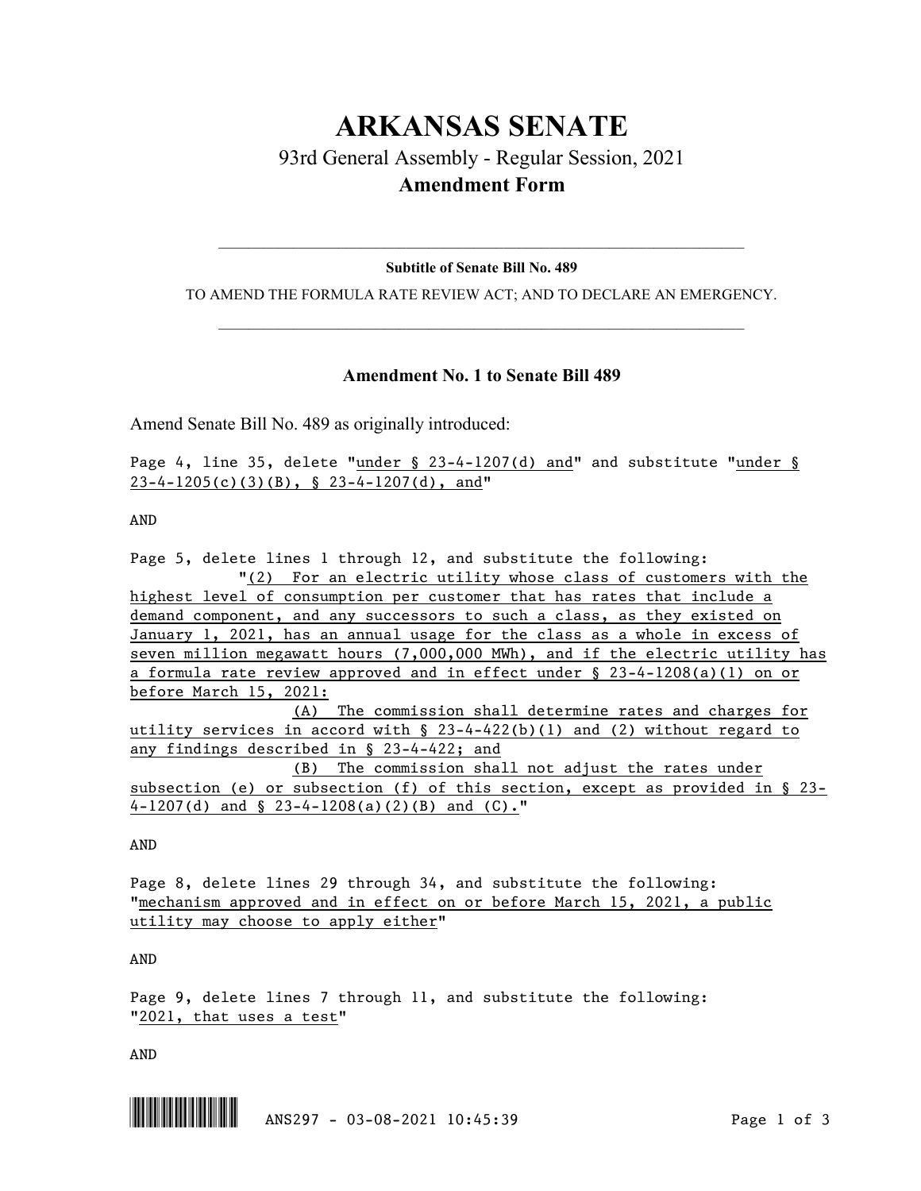# ARKANSAS SENATE

## 93rd General Assembly - Regular Session, 2021

### Amendment Form

---

**Subtitle of Senate Bill No. 489**

TO AMEND THE FORMULA RATE REVIEW ACT; AND TO DECLARE AN EMERGENCY.

---

### Amendment No. 1 to Senate Bill 489

Amend Senate Bill No. 489 as originally introduced:

Page 4, line 35, delete "under § 23-4-1207(d) and" and substitute "under § 23-4-1205(c)(3)(B), § 23-4-1207(d), and"

AND

Page 5, delete lines 1 through 12, and substitute the following:

"(2) For an electric utility whose class of customers with the highest level of consumption per customer that has rates that include a demand component, and any successors to such a class, as they existed on January 1, 2021, has an annual usage for the class as a whole in excess of seven million megawatt hours (7,000,000 MWh), and if the electric utility has a formula rate review approved and in effect under § 23-4-1208(a)(1) on or before March 15, 2021:

(A) The commission shall determine rates and charges for utility services in accord with § 23-4-422(b)(1) and (2) without regard to any findings described in § 23-4-422; and

(B) The commission shall not adjust the rates under subsection (e) or subsection (f) of this section, except as provided in § 23-4-1207(d) and § 23-4-1208(a)(2)(B) and (C)."

AND

Page 8, delete lines 29 through 34, and substitute the following: "mechanism approved and in effect on or before March 15, 2021, a public utility may choose to apply either"

AND

Page 9, delete lines 7 through 11, and substitute the following: "2021, that uses a test"

AND

ANS297 - 03-08-2021 10:45:39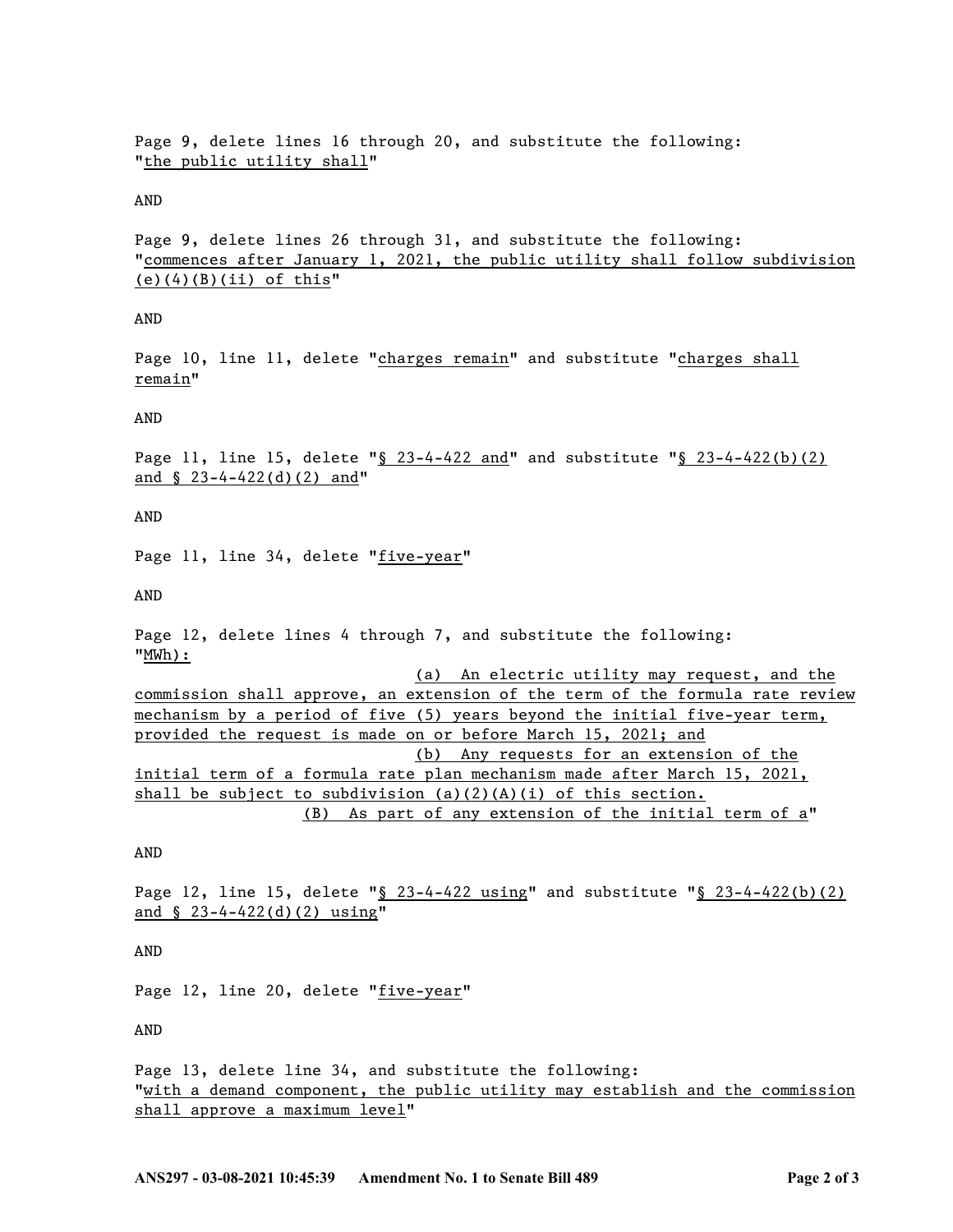Page 9, delete lines 16 through 20, and substitute the following:
"the public utility shall"

AND

Page 9, delete lines 26 through 31, and substitute the following:
"commences after January 1, 2021, the public utility shall follow subdivision (e)(4)(B)(ii) of this"

AND

Page 10, line 11, delete "charges remain" and substitute "charges shall remain"

AND

Page 11, line 15, delete "§ 23-4-422 and" and substitute "§ 23-4-422(b)(2) and § 23-4-422(d)(2) and"

AND

Page 11, line 34, delete "five-year"

AND

Page 12, delete lines 4 through 7, and substitute the following:
"MWh):

(a) An electric utility may request, and the commission shall approve, an extension of the term of the formula rate review mechanism by a period of five (5) years beyond the initial five-year term, provided the request is made on or before March 15, 2021; and

(b) Any requests for an extension of the initial term of a formula rate plan mechanism made after March 15, 2021, shall be subject to subdivision (a)(2)(A)(i) of this section.

(B) As part of any extension of the initial term of a"

AND

Page 12, line 15, delete "§ 23-4-422 using" and substitute "§ 23-4-422(b)(2) and § 23-4-422(d)(2) using"

AND

Page 12, line 20, delete "five-year"

AND

Page 13, delete line 34, and substitute the following:
"with a demand component, the public utility may establish and the commission shall approve a maximum level"

ANS297 - 03-08-2021 10:45:39 Amendment No. 1 to Senate Bill 489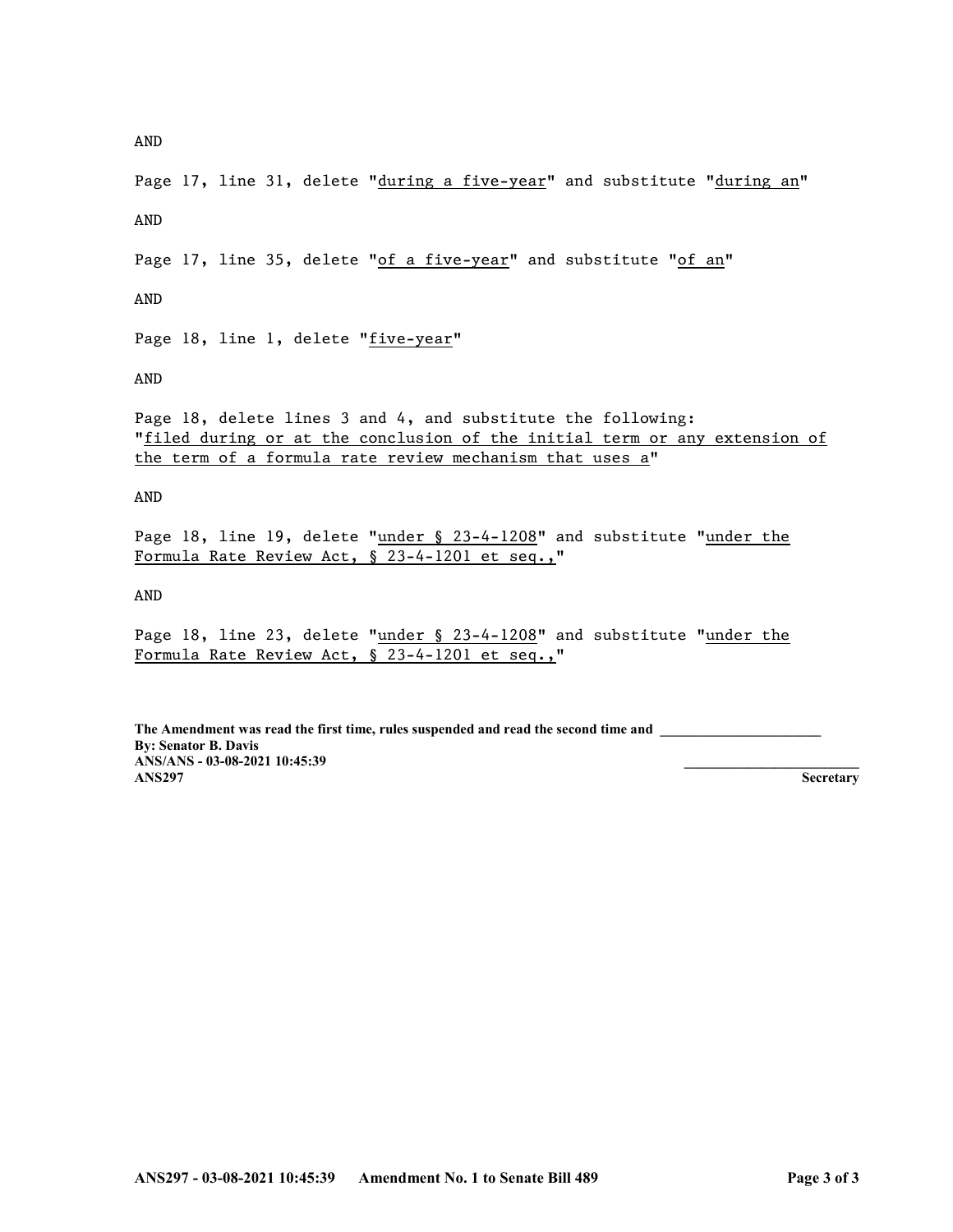AND

Page 17, line 31, delete "<u>during a five-year</u>" and substitute "<u>during an</u>"

AND

Page 17, line 35, delete "<u>of a five-year</u>" and substitute "<u>of an</u>"

AND

Page 18, line 1, delete "<u>five-year</u>"

AND

Page 18, delete lines 3 and 4, and substitute the following:
"<u>filed during or at the conclusion of the initial term or any extension of the term of a formula rate review mechanism that uses a</u>"

AND

Page 18, line 19, delete "<u>under § 23-4-1208</u>" and substitute "<u>under the Formula Rate Review Act, § 23-4-1201 et seq.,</u>"

AND

Page 18, line 23, delete "<u>under § 23-4-1208</u>" and substitute "<u>under the Formula Rate Review Act, § 23-4-1201 et seq.,</u>"

**The Amendment was read the first time, rules suspended and read the second time and \_\_\_\_\_\_\_\_\_\_\_\_\_\_\_\_\_\_\_\_\_\_**
**By: Senator B. Davis**
**ANS/ANS - 03-08-2021 10:45:39**
**ANS297**

\_\_\_\_\_\_\_\_\_\_\_\_\_\_\_\_\_\_\_\_\_\_\_\_
**Secretary**